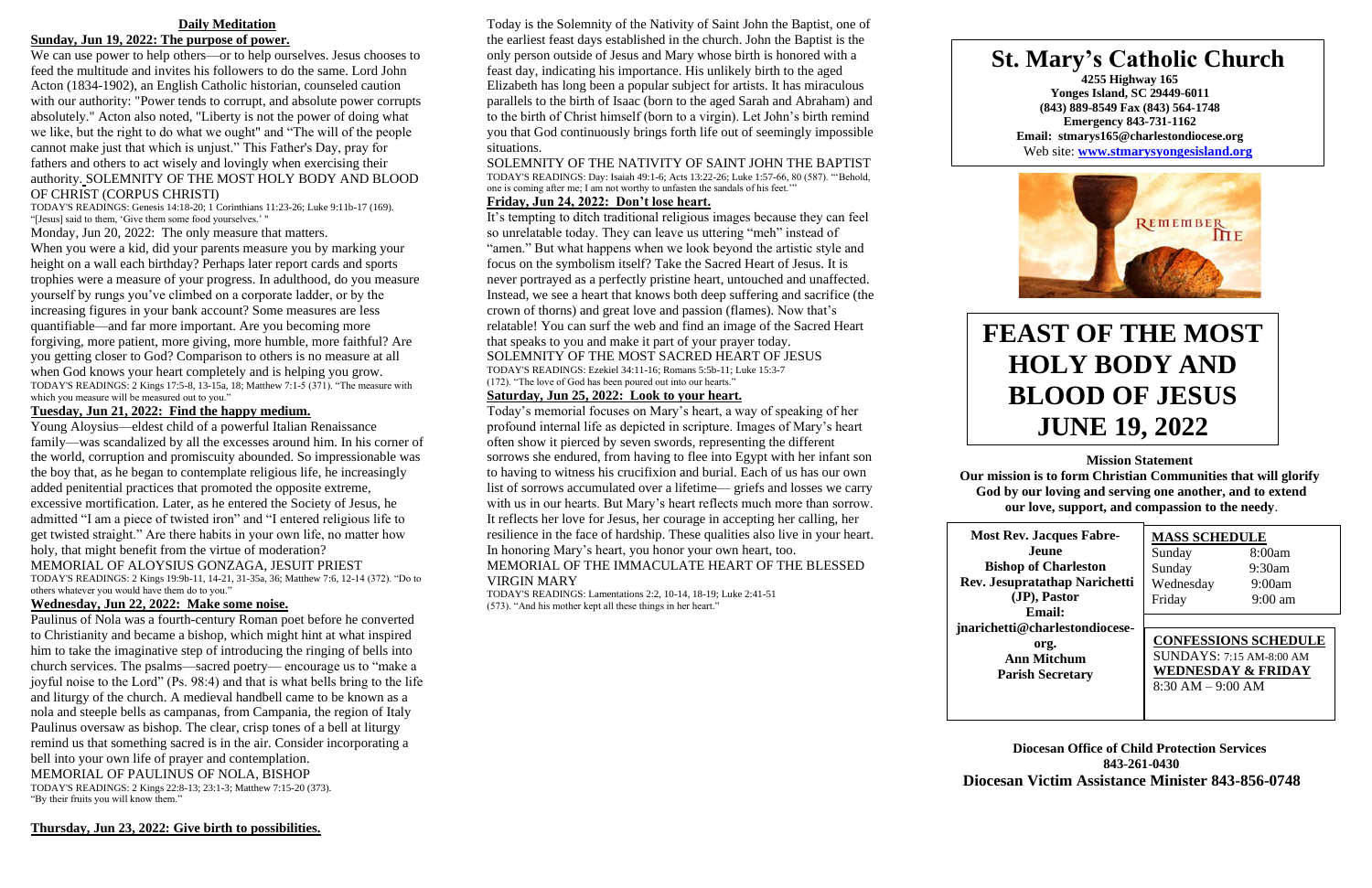## Daily Meditation

**Sunday, Jun 19, 2022: The purpose of power.**

We can use power to help others—or to help ourselves. Jesus chooses to feed the multitude and invites his followers to do the same. Lord John Acton (1834-1902), an English Catholic historian, counseled caution with our authority: "Power tends to corrupt, and absolute power corrupts absolutely." Acton also noted, "Liberty is not the power of doing what we like, but the right to do what we ought" and "The will of the people cannot make just that which is unjust." This Father's Day, pray for fathers and others to act wisely and lovingly when exercising their authority. SOLEMNITY OF THE MOST HOLY BODY AND BLOOD OF CHRIST (CORPUS CHRISTI)

TODAY'S READINGS: Genesis 14:18-20; 1 Corinthians 11:23-26; Luke 9:11b-17 (169). "[Jesus] said to them, 'Give them some food yourselves.' "

Monday, Jun 20, 2022: The only measure that matters.

When you were a kid, did your parents measure you by marking your height on a wall each birthday? Perhaps later report cards and sports trophies were a measure of your progress. In adulthood, do you measure yourself by rungs you've climbed on a corporate ladder, or by the increasing figures in your bank account? Some measures are less quantifiable—and far more important. Are you becoming more forgiving, more patient, more giving, more humble, more faithful? Are you getting closer to God? Comparison to others is no measure at all when God knows your heart completely and is helping you grow.

TODAY'S READINGS: 2 Kings 17:5-8, 13-15a, 18; Matthew 7:1-5 (371). "The measure with which you measure will be measured out to you."

**Tuesday, Jun 21, 2022: Find the happy medium.**

Young Aloysius—eldest child of a powerful Italian Renaissance family—was scandalized by all the excesses around him. In his corner of the world, corruption and promiscuity abounded. So impressionable was the boy that, as he began to contemplate religious life, he increasingly added penitential practices that promoted the opposite extreme, excessive mortification. Later, as he entered the Society of Jesus, he admitted "I am a piece of twisted iron" and "I entered religious life to get twisted straight." Are there habits in your own life, no matter how holy, that might benefit from the virtue of moderation?

MEMORIAL OF ALOYSIUS GONZAGA, JESUIT PRIEST

TODAY'S READINGS: 2 Kings 19:9b-11, 14-21, 31-35a, 36; Matthew 7:6, 12-14 (372). "Do to others whatever you would have them do to you."

**Wednesday, Jun 22, 2022: Make some noise.**

Paulinus of Nola was a fourth-century Roman poet before he converted to Christianity and became a bishop, which might hint at what inspired him to take the imaginative step of introducing the ringing of bells into church services. The psalms—sacred poetry— encourage us to "make a joyful noise to the Lord" (Ps. 98:4) and that is what bells bring to the life and liturgy of the church. A medieval handbell came to be known as a nola and steeple bells as campanas, from Campania, the region of Italy Paulinus oversaw as bishop. The clear, crisp tones of a bell at liturgy remind us that something sacred is in the air. Consider incorporating a bell into your own life of prayer and contemplation.

MEMORIAL OF PAULINUS OF NOLA, BISHOP

TODAY'S READINGS: 2 Kings 22:8-13; 23:1-3; Matthew 7:15-20 (373). "By their fruits you will know them."

**Thursday, Jun 23, 2022: Give birth to possibilities.**

Today is the Solemnity of the Nativity of Saint John the Baptist, one of the earliest feast days established in the church. John the Baptist is the only person outside of Jesus and Mary whose birth is honored with a feast day, indicating his importance. His unlikely birth to the aged Elizabeth has long been a popular subject for artists. It has miraculous parallels to the birth of Isaac (born to the aged Sarah and Abraham) and to the birth of Christ himself (born to a virgin). Let John's birth remind you that God continuously brings forth life out of seemingly impossible situations.

SOLEMNITY OF THE NATIVITY OF SAINT JOHN THE BAPTIST

TODAY'S READINGS: Day: Isaiah 49:1-6; Acts 13:22-26; Luke 1:57-66, 80 (587). "'Behold, one is coming after me; I am not worthy to unfasten the sandals of his feet.'"

**Friday, Jun 24, 2022: Don't lose heart.**

It's tempting to ditch traditional religious images because they can feel so unrelatable today. They can leave us uttering "meh" instead of "amen." But what happens when we look beyond the artistic style and focus on the symbolism itself? Take the Sacred Heart of Jesus. It is never portrayed as a perfectly pristine heart, untouched and unaffected. Instead, we see a heart that knows both deep suffering and sacrifice (the crown of thorns) and great love and passion (flames). Now that's relatable! You can surf the web and find an image of the Sacred Heart that speaks to you and make it part of your prayer today.

SOLEMNITY OF THE MOST SACRED HEART OF JESUS

TODAY'S READINGS: Ezekiel 34:11-16; Romans 5:5b-11; Luke 15:3-7 (172). "The love of God has been poured out into our hearts."

**Saturday, Jun 25, 2022: Look to your heart.**

Today's memorial focuses on Mary's heart, a way of speaking of her profound internal life as depicted in scripture. Images of Mary's heart often show it pierced by seven swords, representing the different sorrows she endured, from having to flee into Egypt with her infant son to having to witness his crucifixion and burial. Each of us has our own list of sorrows accumulated over a lifetime— griefs and losses we carry with us in our hearts. But Mary's heart reflects much more than sorrow. It reflects her love for Jesus, her courage in accepting her calling, her resilience in the face of hardship. These qualities also live in your heart. In honoring Mary's heart, you honor your own heart, too.

MEMORIAL OF THE IMMACULATE HEART OF THE BLESSED VIRGIN MARY

TODAY'S READINGS: Lamentations 2:2, 10-14, 18-19; Luke 2:41-51 (573). "And his mother kept all these things in her heart."

# St. Mary's Catholic Church

**4255 Highway 165**
**Yonges Island, SC 29449-6011**
**(843) 889-8549 Fax (843) 564-1748**
**Emergency 843-731-1162**
**Email: stmarys165@charlestondiocese.org**
Web site: **www.stmarysyongesisland.org**

# FEAST OF THE MOST HOLY BODY AND BLOOD OF JESUS JUNE 19, 2022

**Mission Statement**

**Our mission is to form Christian Communities that will glorify God by our loving and serving one another, and to extend our love, support, and compassion to the needy.**

**Most Rev. Jacques Fabre-Jeune**
**Bishop of Charleston**
**Rev. Jesupratathap Narichetti (JP), Pastor**
**Email: jnarichetti@charlestondiocese-org.**
**Ann Mitchum**
**Parish Secretary**

**MASS SCHEDULE**

| | |
|---|---|
| Sunday | 8:00am |
| Sunday | 9:30am |
| Wednesday | 9:00am |
| Friday | 9:00 am |

**CONFESSIONS SCHEDULE**
SUNDAYS: 7:15 AM-8:00 AM
**WEDNESDAY & FRIDAY**
8:30 AM – 9:00 AM

**Diocesan Office of Child Protection Services**
**843-261-0430**
**Diocesan Victim Assistance Minister 843-856-0748**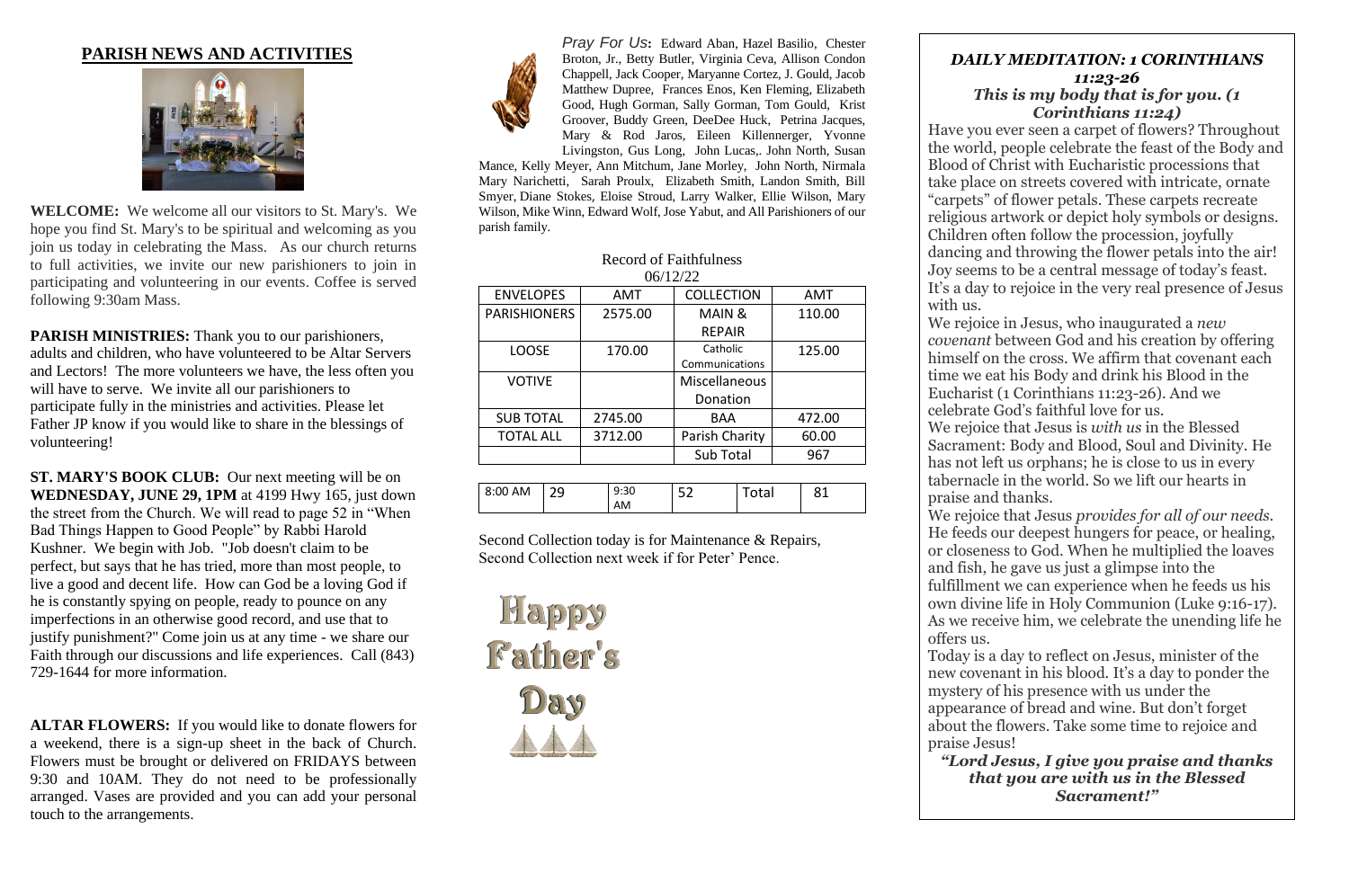## PARISH NEWS AND ACTIVITIES

**WELCOME:** We welcome all our visitors to St. Mary's. We hope you find St. Mary's to be spiritual and welcoming as you join us today in celebrating the Mass. As our church returns to full activities, we invite our new parishioners to join in participating and volunteering in our events. Coffee is served following 9:30am Mass.

**PARISH MINISTRIES:** Thank you to our parishioners, adults and children, who have volunteered to be Altar Servers and Lectors! The more volunteers we have, the less often you will have to serve. We invite all our parishioners to participate fully in the ministries and activities. Please let Father JP know if you would like to share in the blessings of volunteering!

**ST. MARY'S BOOK CLUB:** Our next meeting will be on **WEDNESDAY, JUNE 29, 1PM** at 4199 Hwy 165, just down the street from the Church. We will read to page 52 in "When Bad Things Happen to Good People" by Rabbi Harold Kushner. We begin with Job. "Job doesn't claim to be perfect, but says that he has tried, more than most people, to live a good and decent life. How can God be a loving God if he is constantly spying on people, ready to pounce on any imperfections in an otherwise good record, and use that to justify punishment?" Come join us at any time - we share our Faith through our discussions and life experiences. Call (843) 729-1644 for more information.

**ALTAR FLOWERS:** If you would like to donate flowers for a weekend, there is a sign-up sheet in the back of Church. Flowers must be brought or delivered on FRIDAYS between 9:30 and 10AM. They do not need to be professionally arranged. Vases are provided and you can add your personal touch to the arrangements.

*Pray For Us*: Edward Aban, Hazel Basilio, Chester Broton, Jr., Betty Butler, Virginia Ceva, Allison Condon Chappell, Jack Cooper, Maryanne Cortez, J. Gould, Jacob Matthew Dupree, Frances Enos, Ken Fleming, Elizabeth Good, Hugh Gorman, Sally Gorman, Tom Gould, Krist Groover, Buddy Green, DeeDee Huck, Petrina Jacques, Mary & Rod Jaros, Eileen Killennerger, Yvonne Livingston, Gus Long, John Lucas,. John North, Susan Mance, Kelly Meyer, Ann Mitchum, Jane Morley, John North, Nirmala Mary Narichetti, Sarah Proulx, Elizabeth Smith, Landon Smith, Bill Smyer, Diane Stokes, Eloise Stroud, Larry Walker, Ellie Wilson, Mary Wilson, Mike Winn, Edward Wolf, Jose Yabut, and All Parishioners of our parish family.

Record of Faithfulness
06/12/22

| ENVELOPES | AMT | COLLECTION | AMT |
|---|---|---|---|
| PARISHIONERS | 2575.00 | MAIN & REPAIR | 110.00 |
| LOOSE | 170.00 | Catholic Communications | 125.00 |
| VOTIVE | | Miscellaneous Donation | |
| SUB TOTAL | 2745.00 | BAA | 472.00 |
| TOTAL ALL | 3712.00 | Parish Charity | 60.00 |
| | | Sub Total | 967 |

| | | | | | |
|---|---|---|---|---|---|
| 8:00 AM | 29 | 9:30 AM | 52 | Total | 81 |

Second Collection today is for Maintenance & Repairs, Second Collection next week if for Peter' Pence.

Happy Father's Day

### *DAILY MEDITATION: 1 CORINTHIANS 11:23-26*
### *This is my body that is for you. (1 Corinthians 11:24)*

Have you ever seen a carpet of flowers? Throughout the world, people celebrate the feast of the Body and Blood of Christ with Eucharistic processions that take place on streets covered with intricate, ornate "carpets" of flower petals. These carpets recreate religious artwork or depict holy symbols or designs. Children often follow the procession, joyfully dancing and throwing the flower petals into the air! Joy seems to be a central message of today's feast. It's a day to rejoice in the very real presence of Jesus with us.

We rejoice in Jesus, who inaugurated a *new covenant* between God and his creation by offering himself on the cross. We affirm that covenant each time we eat his Body and drink his Blood in the Eucharist (1 Corinthians 11:23-26). And we celebrate God's faithful love for us.

We rejoice that Jesus is *with us* in the Blessed Sacrament: Body and Blood, Soul and Divinity. He has not left us orphans; he is close to us in every tabernacle in the world. So we lift our hearts in praise and thanks.

We rejoice that Jesus *provides for all of our needs*. He feeds our deepest hungers for peace, or healing, or closeness to God. When he multiplied the loaves and fish, he gave us just a glimpse into the fulfillment we can experience when he feeds us his own divine life in Holy Communion (Luke 9:16-17). As we receive him, we celebrate the unending life he offers us.

Today is a day to reflect on Jesus, minister of the new covenant in his blood. It's a day to ponder the mystery of his presence with us under the appearance of bread and wine. But don't forget about the flowers. Take some time to rejoice and praise Jesus!

***"Lord Jesus, I give you praise and thanks that you are with us in the Blessed Sacrament!"***